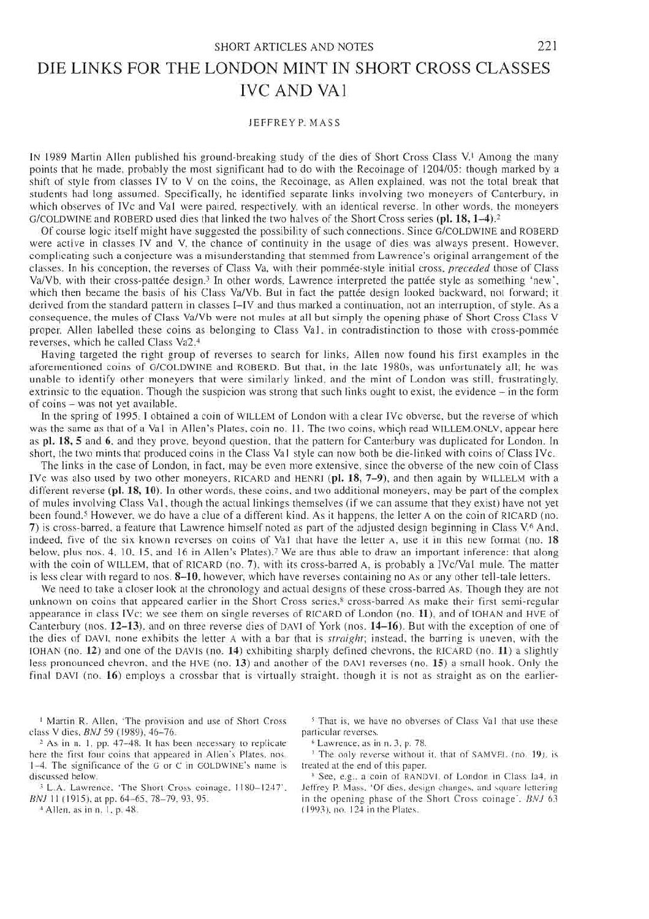# DIE LINKS FOR THE LONDON MINT IN SHORT CROSS CLASSES IVC AND VA1

JEFFREY P. MASS

IN 1989 Martin Allen published his ground-breaking study of the dies of Short Cross Class V.[1] Among the many points that he made, probably the most significant had to do with the Recoinage of 1204/05: though marked by a shift of style from classes IV to V on the coins, the Recoinage, as Allen explained, was not the total break that students had long assumed. Specifically, he identified separate links involving two moneyers of Canterbury, in which observes of IVc and Va1 were paired, respectively, with an identical reverse. In other words, the moneyers G/COLDWINE and ROBERD used dies that linked the two halves of the Short Cross series (**pl. 18, 1–4**).[2]

Of course logic itself might have suggested the possibility of such connections. Since G/COLDWINE and ROBERD were active in classes IV and V, the chance of continuity in the usage of dies was always present. However, complicating such a conjecture was a misunderstanding that stemmed from Lawrence's original arrangement of the classes. In his conception, the reverses of Class Va, with their pommée-style initial cross, *preceded* those of Class Va/Vb, with their cross-pattée design.[3] In other words, Lawrence interpreted the pattée style as something 'new', which then became the basis of his Class Va/Vb. But in fact the pattée design looked backward, not forward; it derived from the standard pattern in classes I–IV and thus marked a continuation, not an interruption, of style. As a consequence, the mules of Class Va/Vb were not mules at all but simply the opening phase of Short Cross Class V proper. Allen labelled these coins as belonging to Class Va1, in contradistinction to those with cross-pommée reverses, which he called Class Va2.[4]

Having targeted the right group of reverses to search for links, Allen now found his first examples in the aforementioned coins of G/COLDWINE and ROBERD. But that, in the late 1980s, was unfortunately all; he was unable to identify other moneyers that were similarly linked, and the mint of London was still, frustratingly, extrinsic to the equation. Though the suspicion was strong that such links ought to exist, the evidence – in the form of coins – was not yet available.

In the spring of 1995, I obtained a coin of WILLEM of London with a clear IVc obverse, but the reverse of which was the same as that of a Va1 in Allen's Plates, coin no. 11. The two coins, which read WILLEM.ONLV, appear here as **pl. 18, 5** and **6**, and they prove, beyond question, that the pattern for Canterbury was duplicated for London. In short, the two mints that produced coins in the Class Va1 style can now both be die-linked with coins of Class IVc.

The links in the case of London, in fact, may be even more extensive, since the obverse of the new coin of Class IVc was also used by two other moneyers, RICARD and HENRI (**pl. 18, 7–9**), and then again by WILLELM with a different reverse (**pl. 18, 10**). In other words, these coins, and two additional moneyers, may be part of the complex of mules involving Class Va1, though the actual linkings themselves (if we can assume that they exist) have not yet been found.[5] However, we do have a clue of a different kind. As it happens, the letter A on the coin of RICARD (no. **7**) is cross-barred, a feature that Lawrence himself noted as part of the adjusted design beginning in Class V.[6] And, indeed, five of the six known reverses on coins of Va1 that have the letter A, use it in this new format (no. **18** below, plus nos. 4, 10, 15, and 16 in Allen's Plates).[7] We are thus able to draw an important inference: that along with the coin of WILLEM, that of RICARD (no. **7**), with its cross-barred A, is probably a IVc/Va1 mule. The matter is less clear with regard to nos. **8–10**, however, which have reverses containing no As or any other tell-tale letters.

We need to take a closer look at the chronology and actual designs of these cross-barred As. Though they are not unknown on coins that appeared earlier in the Short Cross series,[8] cross-barred As make their first semi-regular appearance in class IVc: we see them on single reverses of RICARD of London (no. **11**), and of IOHAN and HVE of Canterbury (nos. **12–13**), and on three reverse dies of DAVI of York (nos. **14–16**). But with the exception of one of the dies of DAVI, none exhibits the letter A with a bar that is *straight*; instead, the barring is uneven, with the IOHAN (no. **12**) and one of the DAVIs (no. **14**) exhibiting sharply defined chevrons, the RICARD (no. **11**) a slightly less pronounced chevron, and the HVE (no. **13**) and another of the DAVI reverses (no. **15**) a small hook. Only the final DAVI (no. **16**) employs a crossbar that is virtually straight, though it is not as straight as on the earlier-

---

[1] Martin R. Allen, 'The provision and use of Short Cross class V dies, *BNJ* 59 (1989), 46–76.

[2] As in n. 1, pp. 47–48. It has been necessary to replicate here the first four coins that appeared in Allen's Plates, nos. 1–4. The significance of the G or C in GOLDWINE's name is discussed below.

[3] L.A. Lawrence, 'The Short Cross coinage, 1180–1247', *BNJ* 11 (1915), at pp. 64–65, 78–79, 93, 95.

[4] Allen, as in n. 1, p. 48.

[5] That is, we have no obverses of Class Va1 that use these particular reverses.

[6] Lawrence, as in n. 3, p. 78.

[7] The only reverse without it, that of SAMVEL (no. **19**), is treated at the end of this paper.

[8] See, e.g., a coin of RANDVL of London in Class Ia4, in Jeffrey P. Mass, 'Of dies, design changes, and square lettering in the opening phase of the Short Cross coinage', *BNJ* 63 (1993), no. 124 in the Plates.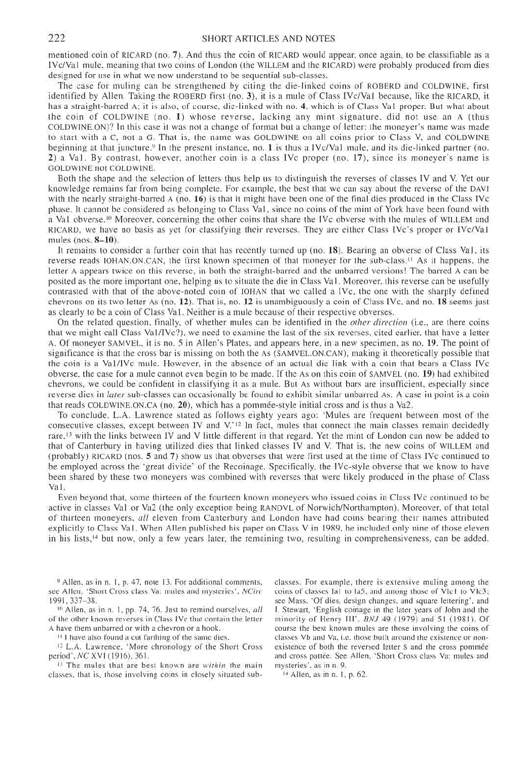mentioned coin of RICARD (no. **7**). And thus the coin of RICARD would appear, once again, to be classifiable as a IVc/Va1 mule, meaning that two coins of London (the WILLEM and the RICARD) were probably produced from dies designed for use in what we now understand to be sequential sub-classes.

The case for muling can be strengthened by citing the die-linked coins of ROBERD and COLDWINE, first identified by Allen. Taking the ROBERD first (no. **3**), it is a mule of Class IVc/Va1 because, like the RICARD, it has a straight-barred A; it is also, of course, die-linked with no. **4**, which is of Class Va1 proper. But what about the coin of COLDWINE (no. **1**) whose reverse, lacking any mint signature, did not use an A (thus COLDWINE.ON)? In this case it was not a change of format but a change of letter: the moneyer's name was made to start with a C, not a G. That is, the name was GOLDWINE on all coins prior to Class V, and COLDWINE beginning at that juncture.[9] In the present instance, no. **1** is thus a IVc/Va1 mule, and its die-linked partner (no. **2**) a Va1. By contrast, however, another coin is a class IVc proper (no. **17**), since its moneyer's name is GOLDWINE not COLDWINE.

Both the shape and the selection of letters thus help us to distinguish the reverses of classes IV and V. Yet our knowledge remains far from being complete. For example, the best that we can say about the reverse of the DAVI with the nearly straight-barred A (no. **16**) is that it might have been one of the final dies produced in the Class IVc phase. It cannot be considered as belonging to Class Va1, since no coins of the mint of York have been found with a Va1 obverse.[10] Moreover, concerning the other coins that share the IVc obverse with the mules of WILLEM and RICARD, we have no basis as yet for classifying their reverses. They are either Class IVc's proper or IVc/Va1 mules (nos. **8–10**).

It remains to consider a further coin that has recently turned up (no. **18**). Bearing an obverse of Class Va1, its reverse reads IOHAN.ON.CAN, the first known specimen of that moneyer for the sub-class.[11] As it happens, the letter A appears twice on this reverse, in both the straight-barred and the unbarred versions! The barred A can be posited as the more important one, helping us to situate the die in Class Va1. Moreover, this reverse can be usefully contrasted with that of the above-noted coin of IOHAN that we called a IVc, the one with the sharply defined chevrons on its two letter As (no. **12**). That is, no. **12** is unambiguously a coin of Class IVc, and no. **18** seems just as clearly to be a coin of Class Va1. Neither is a mule because of their respective obverses.

On the related question, finally, of whether mules can be identified in the *other direction* (i.e., are there coins that we might call Class Va1/IVc?), we need to examine the last of the six reverses, cited earlier, that have a letter A. Of moneyer SAMVEL, it is no. 5 in Allen's Plates, and appears here, in a new specimen, as no. **19**. The point of significance is that the cross bar is missing on both the As (SAMVEL.ON.CAN), making it theoretically possible that the coin is a Va1/IVc mule. However, in the absence of an actual die link with a coin that bears a Class IVc obverse, the case for a mule cannot even begin to be made. If the As on this coin of SAMVEL (no. **19**) had exhibited chevrons, we could be confident in classifying it as a mule. But As without bars are insufficient, especially since reverse dies in *later* sub-classes can occasionally be found to exhibit similar unbarred As. A case in point is a coin that reads COLDWINE.ON.CA (no. **20**), which has a pommée-style initial cross and is thus a Va2.

To conclude, L.A. Lawrence stated as follows eighty years ago: 'Mules are frequent between most of the consecutive classes, except between IV and V.'[12] In fact, mules that connect the main classes remain decidedly rare,[13] with the links between IV and V little different in that regard. Yet the mint of London can now be added to that of Canterbury in having utilized dies that linked classes IV and V. That is, the new coins of WILLEM and (probably) RICARD (nos. **5** and **7**) show us that obverses that were first used at the time of Class IVc continued to be employed across the 'great divide' of the Recoinage. Specifically, the IVc-style obverse that we know to have been shared by these two moneyers was combined with reverses that were likely produced in the phase of Class Va1.

Even beyond that, some thirteen of the fourteen known moneyers who issued coins in Class IVc continued to be active in classes Va1 or Va2 (the only exception being RANDVL of Norwich/Northampton). Moreover, of that total of thirteen moneyers, *all* eleven from Canterbury and London have had coins bearing their names attributed explicitly to Class Va1. When Allen published his paper on Class V in 1989, he included only nine of those eleven in his lists,[14] but now, only a few years later, the remaining two, resulting in comprehensiveness, can be added.

---

[9] Allen, as in n. 1, p. 47, note 13. For additional comments, see Allen, 'Short Cross class Va: mules and mysteries', *NCirc* 1991, 337–38.

[10] Allen, as in n. 1, pp. 74, 76. Just to remind ourselves, *all* of the other known reverses in Class IVc that contain the letter A have them unbarred or with a chevron or a hook.

[11] I have also found a cut farthing of the same dies.

[12] L.A. Lawrence, 'More chronology of the Short Cross period', *NC* XVI (1916), 361.

[13] The mules that are best known are *within* the main classes, that is, those involving coins in closely situated sub-classes. For example, there is extensive muling among the coins of classes Ia1 to Ia5, and among those of VIc1 to VIc3; see Mass, 'Of dies, design changes, and square lettering', and I. Stewart, 'English coinage in the later years of John and the minority of Henry III', *BNJ* 49 (1979) and 51 (1981). Of course the best known mules are those involving the coins of classes Vb and Va, i.e. those built around the existence or non-existence of both the reversed letter S and the cross pommée and cross pattée. See Allen, 'Short Cross class Va: mules and mysteries', as in n. 9.

[14] Allen, as in n. 1, p. 62.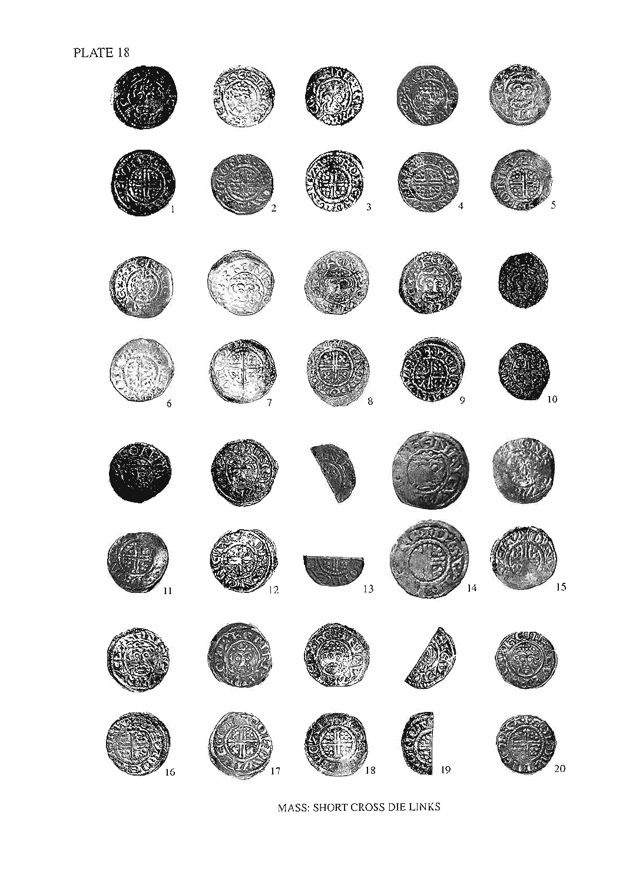PLATE 18

1 2 3 4 5

6 7 8 9 10

11 12 13 14 15

16 17 18 19 20

MASS: SHORT CROSS DIE LINKS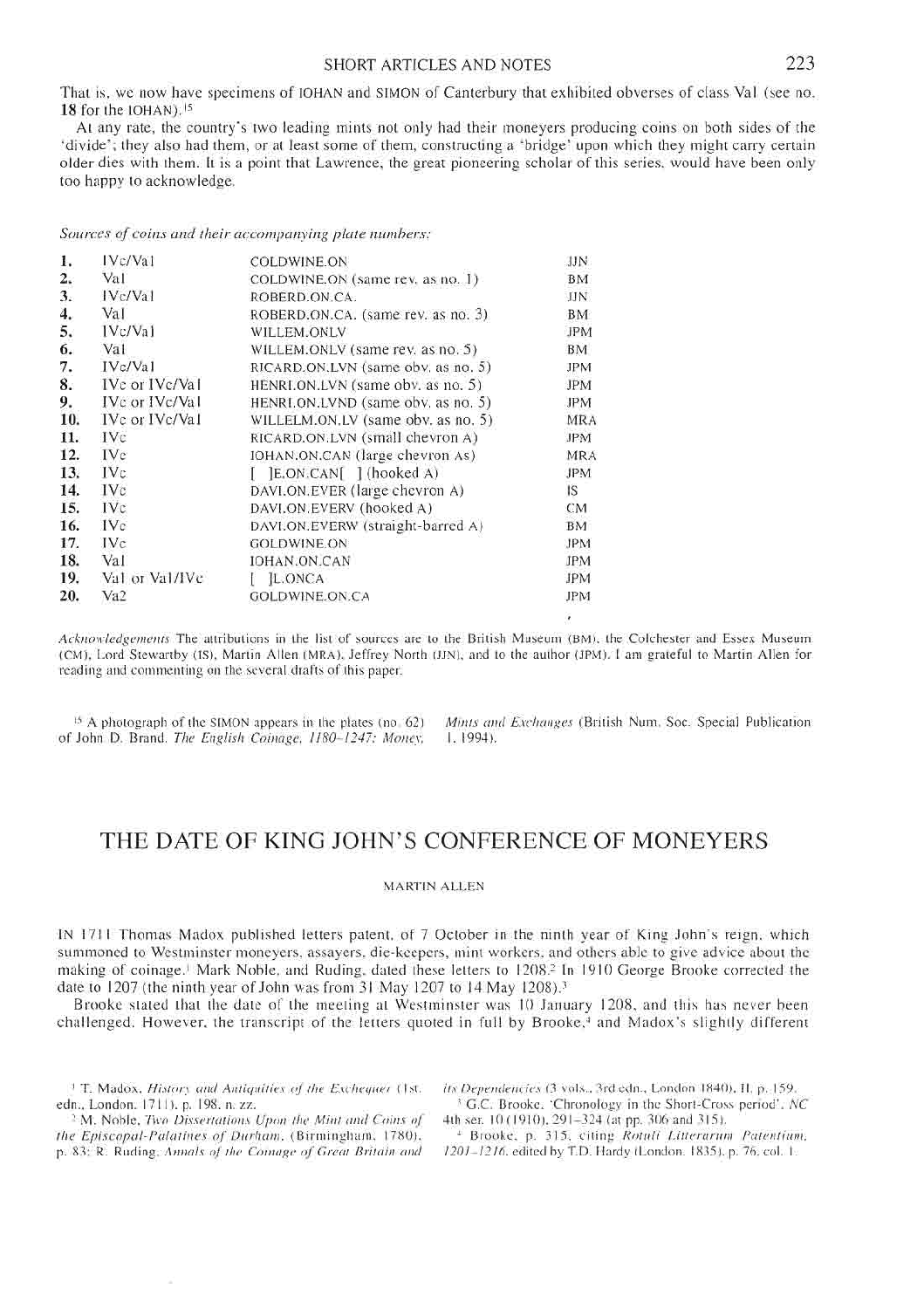That is, we now have specimens of IOHAN and SIMON of Canterbury that exhibited obverses of class Va1 (see no. **18** for the IOHAN).[15]

At any rate, the country's two leading mints not only had their moneyers producing coins on both sides of the 'divide'; they also had them, or at least some of them, constructing a 'bridge' upon which they might carry certain older dies with them. It is a point that Lawrence, the great pioneering scholar of this series, would have been only too happy to acknowledge.

*Sources of coins and their accompanying plate numbers:*

| | | | |
|---|---|---|---|
| **1.** | IVc/Va1 | COLDWINE.ON | JJN |
| **2.** | Va1 | COLDWINE.ON (same rev. as no. 1) | BM |
| **3.** | IVc/Va1 | ROBERD.ON.CA. | JJN |
| **4.** | Va1 | ROBERD.ON.CA. (same rev. as no. 3) | BM |
| **5.** | IVc/Va1 | WILLEM.ONLV | JPM |
| **6.** | Va1 | WILLEM.ONLV (same rev. as no. 5) | BM |
| **7.** | IVc/Va1 | RICARD.ON.LVN (same obv. as no. 5) | JPM |
| **8.** | IVc or IVc/Va1 | HENRI.ON.LVN (same obv. as no. 5) | JPM |
| **9.** | IVc or IVc/Va1 | HENRI.ON.LVND (same obv. as no. 5) | JPM |
| **10.** | IVc or IVc/Va1 | WILLELM.ON.LV (same obv. as no. 5) | MRA |
| **11.** | IVc | RICARD.ON.LVN (small chevron A) | JPM |
| **12.** | IVc | IOHAN.ON.CAN (large chevron As) | MRA |
| **13.** | IVc | [ ]E.ON.CAN[ ] (hooked A) | JPM |
| **14.** | IVc | DAVI.ON.EVER (large chevron A) | IS |
| **15.** | IVc | DAVI.ON.EVERV (hooked A) | CM |
| **16.** | IVc | DAVI.ON.EVERW (straight-barred A) | BM |
| **17.** | IVc | GOLDWINE.ON | JPM |
| **18.** | Va1 | IOHAN.ON.CAN | JPM |
| **19.** | Va1 or Va1/IVc | [ ]L.ONCA | JPM |
| **20.** | Va2 | GOLDWINE.ON.CA | JPM |

*Acknowledgements* The attributions in the list of sources are to the British Museum (BM), the Colchester and Essex Museum (CM), Lord Stewartby (IS), Martin Allen (MRA), Jeffrey North (JJN), and to the author (JPM). I am grateful to Martin Allen for reading and commenting on the several drafts of this paper.

[15] A photograph of the SIMON appears in the plates (no. 62) of John D. Brand, *The English Coinage, 1180–1247: Money, Mints and Exchanges* (British Num. Soc. Special Publication 1, 1994).

# THE DATE OF KING JOHN'S CONFERENCE OF MONEYERS

MARTIN ALLEN

IN 1711 Thomas Madox published letters patent, of 7 October in the ninth year of King John's reign, which summoned to Westminster moneyers, assayers, die-keepers, mint workers, and others able to give advice about the making of coinage.[1] Mark Noble, and Ruding, dated these letters to 1208.[2] In 1910 George Brooke corrected the date to 1207 (the ninth year of John was from 31 May 1207 to 14 May 1208).[3]

Brooke stated that the date of the meeting at Westminster was 10 January 1208, and this has never been challenged. However, the transcript of the letters quoted in full by Brooke,[4] and Madox's slightly different

[1] T. Madox, *History and Antiquities of the Exchequer* (1st. edn., London, 1711), p. 198, n. zz.

[2] M. Noble, *Two Dissertations Upon the Mint and Coins of the Episcopal-Palatines of Durham*, (Birmingham, 1780), p. 83; R. Ruding, *Annals of the Coinage of Great Britain and its Dependencies* (3 vols., 3rd edn., London 1840), II, p. 159.

[3] G.C. Brooke, 'Chronology in the Short-Cross period', *NC* 4th ser. 10 (1910), 291–324 (at pp. 306 and 315).

[4] Brooke, p. 315, citing *Rotuli Litterarum Patentium, 1201–1216*, edited by T.D. Hardy (London, 1835), p. 76, col. 1.